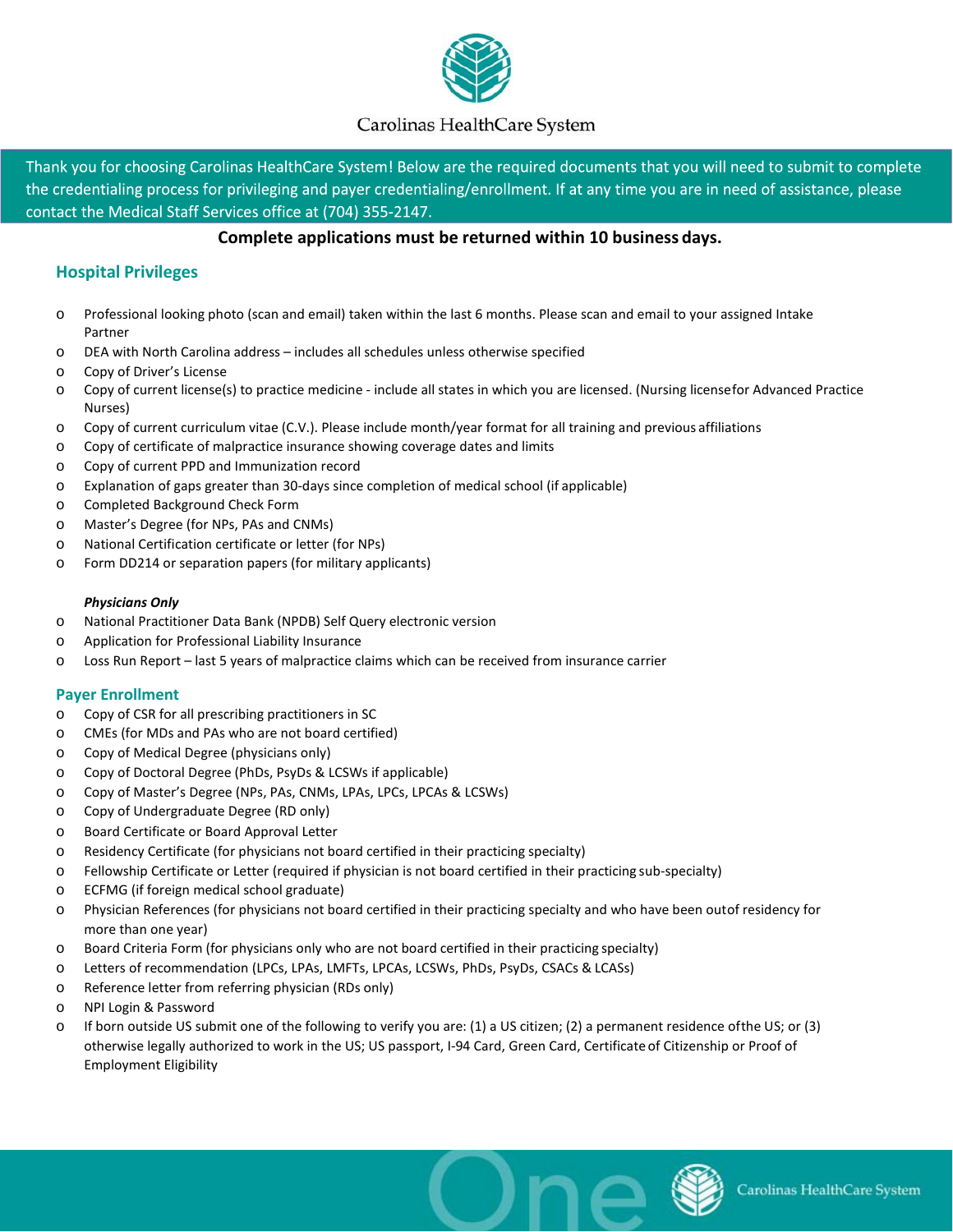Carolinas HealthCare System

Thank you for choosing Carolinas HealthCare System! Below are the required documents that you will need to submit to complete the credentialing process for privileging and payer credentialing/enrollment. If at any time you are in need of assistance, please contact the Medical Staff Services office at (704) 355-2147.

**Complete applications must be returned within 10 business days.**

## Hospital Privileges

- Professional looking photo (scan and email) taken within the last 6 months. Please scan and email to your assigned Intake Partner
- DEA with North Carolina address – includes all schedules unless otherwise specified
- Copy of Driver's License
- Copy of current license(s) to practice medicine - include all states in which you are licensed. (Nursing license for Advanced Practice Nurses)
- Copy of current curriculum vitae (C.V.). Please include month/year format for all training and previous affiliations
- Copy of certificate of malpractice insurance showing coverage dates and limits
- Copy of current PPD and Immunization record
- Explanation of gaps greater than 30-days since completion of medical school (if applicable)
- Completed Background Check Form
- Master's Degree (for NPs, PAs and CNMs)
- National Certification certificate or letter (for NPs)
- Form DD214 or separation papers (for military applicants)

***Physicians Only***

- National Practitioner Data Bank (NPDB) Self Query electronic version
- Application for Professional Liability Insurance
- Loss Run Report – last 5 years of malpractice claims which can be received from insurance carrier

## Payer Enrollment

- Copy of CSR for all prescribing practitioners in SC
- CMEs (for MDs and PAs who are not board certified)
- Copy of Medical Degree (physicians only)
- Copy of Doctoral Degree (PhDs, PsyDs & LCSWs if applicable)
- Copy of Master's Degree (NPs, PAs, CNMs, LPAs, LPCs, LPCAs & LCSWs)
- Copy of Undergraduate Degree (RD only)
- Board Certificate or Board Approval Letter
- Residency Certificate (for physicians not board certified in their practicing specialty)
- Fellowship Certificate or Letter (required if physician is not board certified in their practicing sub-specialty)
- ECFMG (if foreign medical school graduate)
- Physician References (for physicians not board certified in their practicing specialty and who have been out of residency for more than one year)
- Board Criteria Form (for physicians only who are not board certified in their practicing specialty)
- Letters of recommendation (LPCs, LPAs, LMFTs, LPCAs, LCSWs, PhDs, PsyDs, CSACs & LCASs)
- Reference letter from referring physician (RDs only)
- NPI Login & Password
- If born outside US submit one of the following to verify you are: (1) a US citizen; (2) a permanent residence of the US; or (3) otherwise legally authorized to work in the US; US passport, I-94 Card, Green Card, Certificate of Citizenship or Proof of Employment Eligibility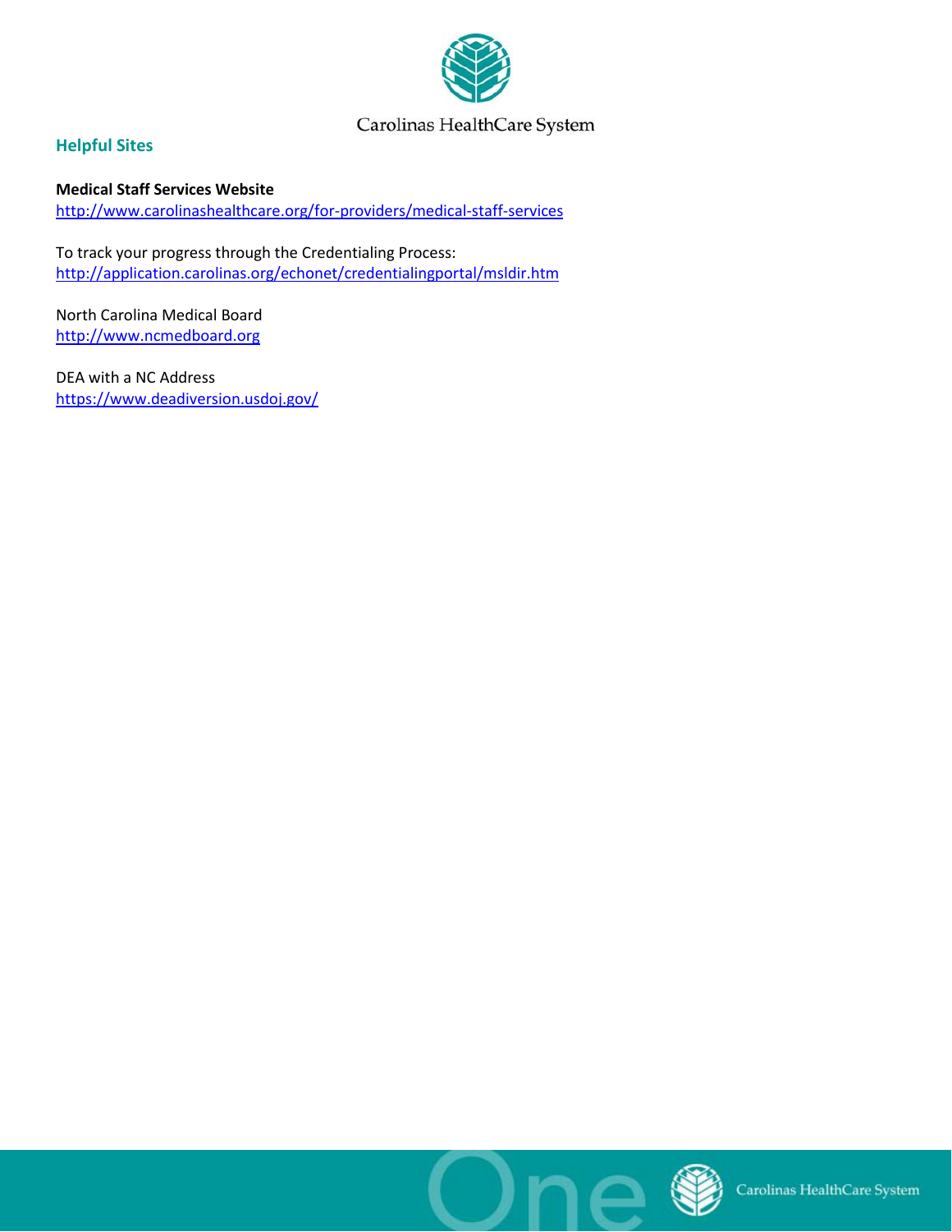## Helpful Sites

**Medical Staff Services Website**
http://www.carolinashealthcare.org/for-providers/medical-staff-services

To track your progress through the Credentialing Process:
http://application.carolinas.org/echonet/credentialingportal/msldir.htm

North Carolina Medical Board
http://www.ncmedboard.org

DEA with a NC Address
https://www.deadiversion.usdoj.gov/